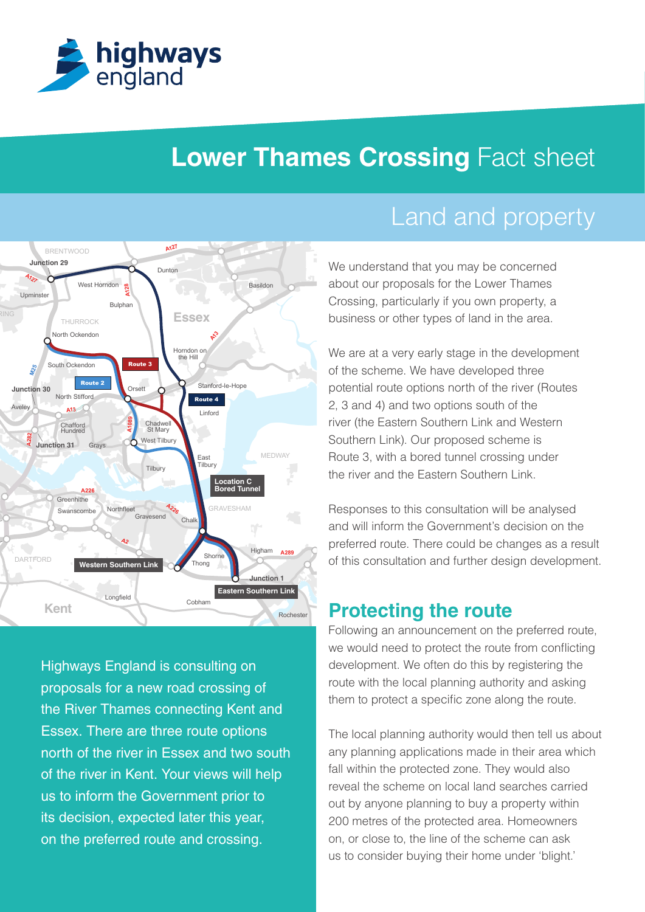# Lower Thames Crossing Fact sheet

## Land and property

Highways England is consulting on proposals for a new road crossing of the River Thames connecting Kent and Essex. There are three route options north of the river in Essex and two south of the river in Kent. Your views will help us to inform the Government prior to its decision, expected later this year, on the preferred route and crossing.

We understand that you may be concerned about our proposals for the Lower Thames Crossing, particularly if you own property, a business or other types of land in the area.

We are at a very early stage in the development of the scheme. We have developed three potential route options north of the river (Routes 2, 3 and 4) and two options south of the river (the Eastern Southern Link and Western Southern Link). Our proposed scheme is Route 3, with a bored tunnel crossing under the river and the Eastern Southern Link.

Responses to this consultation will be analysed and will inform the Government's decision on the preferred route. There could be changes as a result of this consultation and further design development.

## Protecting the route

Following an announcement on the preferred route, we would need to protect the route from conflicting development. We often do this by registering the route with the local planning authority and asking them to protect a specific zone along the route.

The local planning authority would then tell us about any planning applications made in their area which fall within the protected zone. They would also reveal the scheme on local land searches carried out by anyone planning to buy a property within 200 metres of the protected area. Homeowners on, or close to, the line of the scheme can ask us to consider buying their home under 'blight.'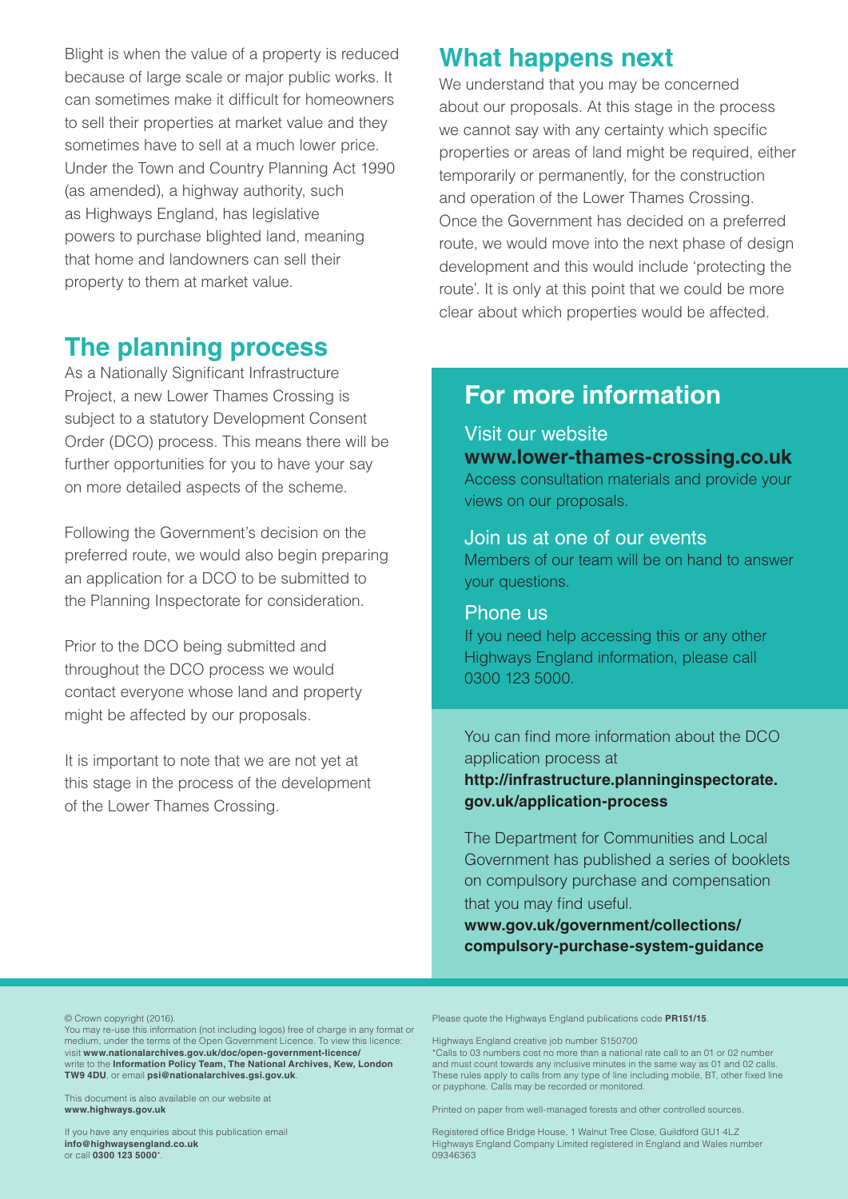Blight is when the value of a property is reduced because of large scale or major public works. It can sometimes make it difficult for homeowners to sell their properties at market value and they sometimes have to sell at a much lower price. Under the Town and Country Planning Act 1990 (as amended), a highway authority, such as Highways England, has legislative powers to purchase blighted land, meaning that home and landowners can sell their property to them at market value.

## The planning process

As a Nationally Significant Infrastructure Project, a new Lower Thames Crossing is subject to a statutory Development Consent Order (DCO) process. This means there will be further opportunities for you to have your say on more detailed aspects of the scheme.

Following the Government's decision on the preferred route, we would also begin preparing an application for a DCO to be submitted to the Planning Inspectorate for consideration.

Prior to the DCO being submitted and throughout the DCO process we would contact everyone whose land and property might be affected by our proposals.

It is important to note that we are not yet at this stage in the process of the development of the Lower Thames Crossing.

## What happens next

We understand that you may be concerned about our proposals. At this stage in the process we cannot say with any certainty which specific properties or areas of land might be required, either temporarily or permanently, for the construction and operation of the Lower Thames Crossing. Once the Government has decided on a preferred route, we would move into the next phase of design development and this would include 'protecting the route'. It is only at this point that we could be more clear about which properties would be affected.

## For more information

### Visit our website

**www.lower-thames-crossing.co.uk**

Access consultation materials and provide your views on our proposals.

### Join us at one of our events

Members of our team will be on hand to answer your questions.

### Phone us

If you need help accessing this or any other Highways England information, please call 0300 123 5000.

You can find more information about the DCO application process at **http://infrastructure.planninginspectorate.gov.uk/application-process**

The Department for Communities and Local Government has published a series of booklets on compulsory purchase and compensation that you may find useful. **www.gov.uk/government/collections/compulsory-purchase-system-guidance**

© Crown copyright (2016).
You may re-use this information (not including logos) free of charge in any format or medium, under the terms of the Open Government Licence. To view this licence: visit **www.nationalarchives.gov.uk/doc/open-government-licence/** write to the **Information Policy Team, The National Archives, Kew, London TW9 4DU**, or email **psi@nationalarchives.gsi.gov.uk**.

This document is also available on our website at **www.highways.gov.uk**

If you have any enquiries about this publication email **info@highwaysengland.co.uk** or call **0300 123 5000***.

Please quote the Highways England publications code **PR151/15**.

Highways England creative job number S150700
*Calls to 03 numbers cost no more than a national rate call to an 01 or 02 number and must count towards any inclusive minutes in the same way as 01 and 02 calls. These rules apply to calls from any type of line including mobile, BT, other fixed line or payphone. Calls may be recorded or monitored.

Printed on paper from well-managed forests and other controlled sources.

Registered office Bridge House, 1 Walnut Tree Close, Guildford GU1 4LZ
Highways England Company Limited registered in England and Wales number 09346363